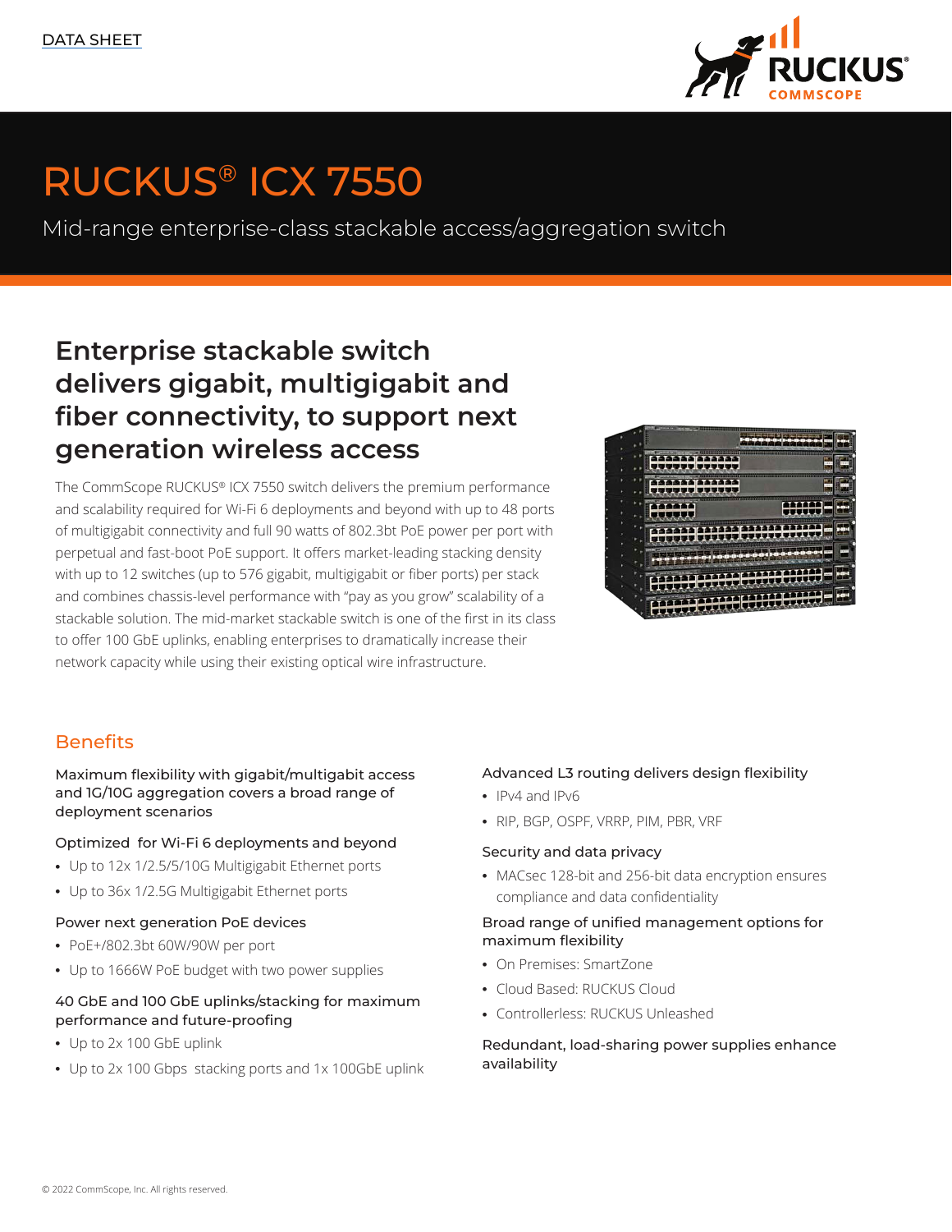DATA SHEET

# RUCKUS® ICX 7550

Mid-range enterprise-class stackable access/aggregation switch

## Enterprise stackable switch delivers gigabit, multigigabit and fiber connectivity, to support next generation wireless access

The CommScope RUCKUS® ICX 7550 switch delivers the premium performance and scalability required for Wi-Fi 6 deployments and beyond with up to 48 ports of multigigabit connectivity and full 90 watts of 802.3bt PoE power per port with perpetual and fast-boot PoE support. It offers market-leading stacking density with up to 12 switches (up to 576 gigabit, multigigabit or fiber ports) per stack and combines chassis-level performance with "pay as you grow" scalability of a stackable solution. The mid-market stackable switch is one of the first in its class to offer 100 GbE uplinks, enabling enterprises to dramatically increase their network capacity while using their existing optical wire infrastructure.

## Benefits

**Maximum flexibility with gigabit/multigabit access and 1G/10G aggregation covers a broad range of deployment scenarios**

**Optimized for Wi-Fi 6 deployments and beyond**

- Up to 12x 1/2.5/5/10G Multigigabit Ethernet ports
- Up to 36x 1/2.5G Multigigabit Ethernet ports

**Power next generation PoE devices**

- PoE+/802.3bt 60W/90W per port
- Up to 1666W PoE budget with two power supplies

**40 GbE and 100 GbE uplinks/stacking for maximum performance and future-proofing**

- Up to 2x 100 GbE uplink
- Up to 2x 100 Gbps stacking ports and 1x 100GbE uplink

**Advanced L3 routing delivers design flexibility**

- IPv4 and IPv6
- RIP, BGP, OSPF, VRRP, PIM, PBR, VRF

**Security and data privacy**

- MACsec 128-bit and 256-bit data encryption ensures compliance and data confidentiality

**Broad range of unified management options for maximum flexibility**

- On Premises: SmartZone
- Cloud Based: RUCKUS Cloud
- Controllerless: RUCKUS Unleashed

**Redundant, load-sharing power supplies enhance availability**

© 2022 CommScope, Inc. All rights reserved.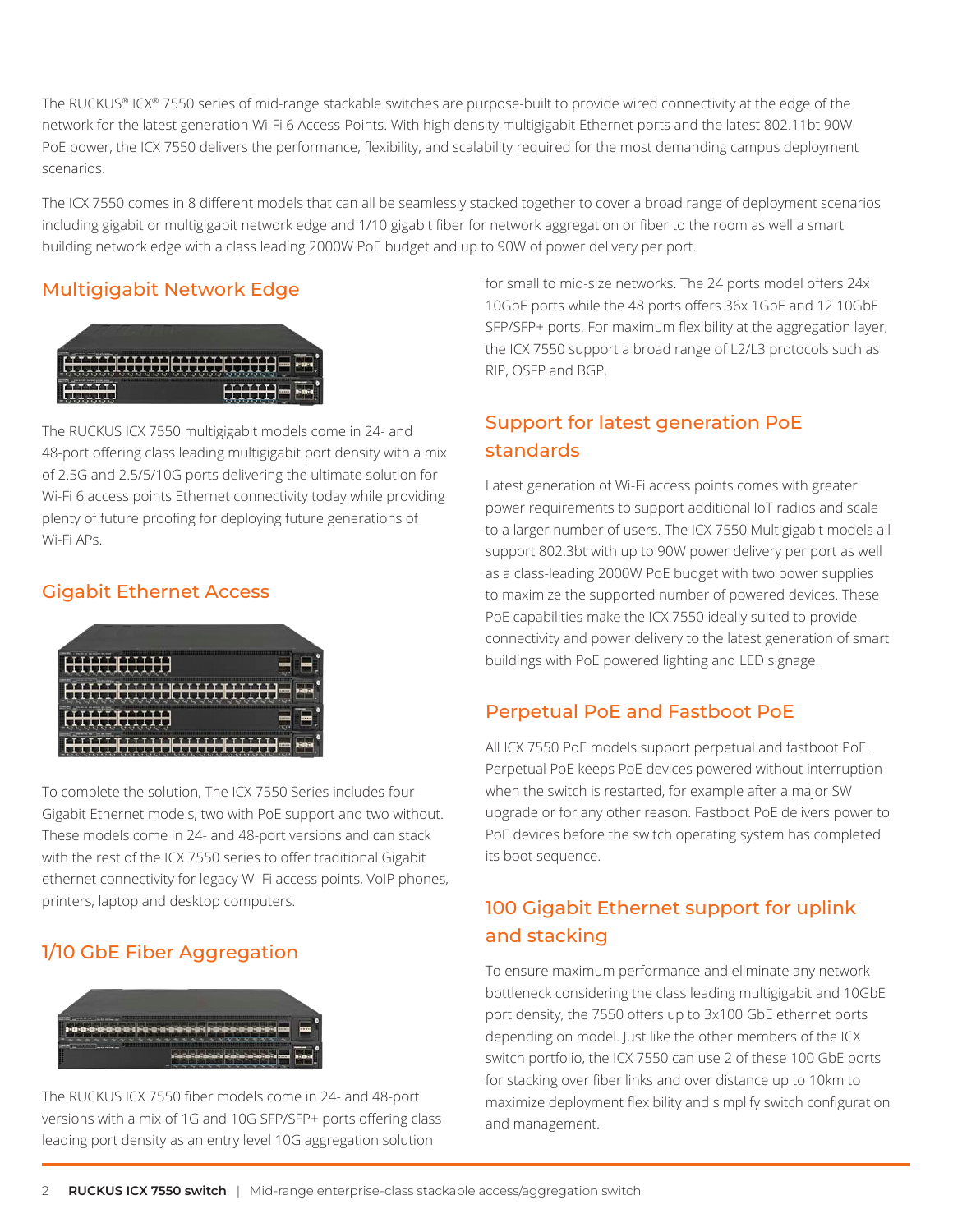The RUCKUS® ICX® 7550 series of mid-range stackable switches are purpose-built to provide wired connectivity at the edge of the network for the latest generation Wi-Fi 6 Access-Points. With high density multigigabit Ethernet ports and the latest 802.11bt 90W PoE power, the ICX 7550 delivers the performance, flexibility, and scalability required for the most demanding campus deployment scenarios.

The ICX 7550 comes in 8 different models that can all be seamlessly stacked together to cover a broad range of deployment scenarios including gigabit or multigigabit network edge and 1/10 gigabit fiber for network aggregation or fiber to the room as well a smart building network edge with a class leading 2000W PoE budget and up to 90W of power delivery per port.

## Multigigabit Network Edge

The RUCKUS ICX 7550 multigigabit models come in 24- and 48-port offering class leading multigigabit port density with a mix of 2.5G and 2.5/5/10G ports delivering the ultimate solution for Wi-Fi 6 access points Ethernet connectivity today while providing plenty of future proofing for deploying future generations of Wi-Fi APs.

## Gigabit Ethernet Access

To complete the solution, The ICX 7550 Series includes four Gigabit Ethernet models, two with PoE support and two without. These models come in 24- and 48-port versions and can stack with the rest of the ICX 7550 series to offer traditional Gigabit ethernet connectivity for legacy Wi-Fi access points, VoIP phones, printers, laptop and desktop computers.

## 1/10 GbE Fiber Aggregation

The RUCKUS ICX 7550 fiber models come in 24- and 48-port versions with a mix of 1G and 10G SFP/SFP+ ports offering class leading port density as an entry level 10G aggregation solution for small to mid-size networks. The 24 ports model offers 24x 10GbE ports while the 48 ports offers 36x 1GbE and 12 10GbE SFP/SFP+ ports. For maximum flexibility at the aggregation layer, the ICX 7550 support a broad range of L2/L3 protocols such as RIP, OSFP and BGP.

## Support for latest generation PoE standards

Latest generation of Wi-Fi access points comes with greater power requirements to support additional IoT radios and scale to a larger number of users. The ICX 7550 Multigigabit models all support 802.3bt with up to 90W power delivery per port as well as a class-leading 2000W PoE budget with two power supplies to maximize the supported number of powered devices. These PoE capabilities make the ICX 7550 ideally suited to provide connectivity and power delivery to the latest generation of smart buildings with PoE powered lighting and LED signage.

## Perpetual PoE and Fastboot PoE

All ICX 7550 PoE models support perpetual and fastboot PoE. Perpetual PoE keeps PoE devices powered without interruption when the switch is restarted, for example after a major SW upgrade or for any other reason. Fastboot PoE delivers power to PoE devices before the switch operating system has completed its boot sequence.

## 100 Gigabit Ethernet support for uplink and stacking

To ensure maximum performance and eliminate any network bottleneck considering the class leading multigigabit and 10GbE port density, the 7550 offers up to 3x100 GbE ethernet ports depending on model. Just like the other members of the ICX switch portfolio, the ICX 7550 can use 2 of these 100 GbE ports for stacking over fiber links and over distance up to 10km to maximize deployment flexibility and simplify switch configuration and management.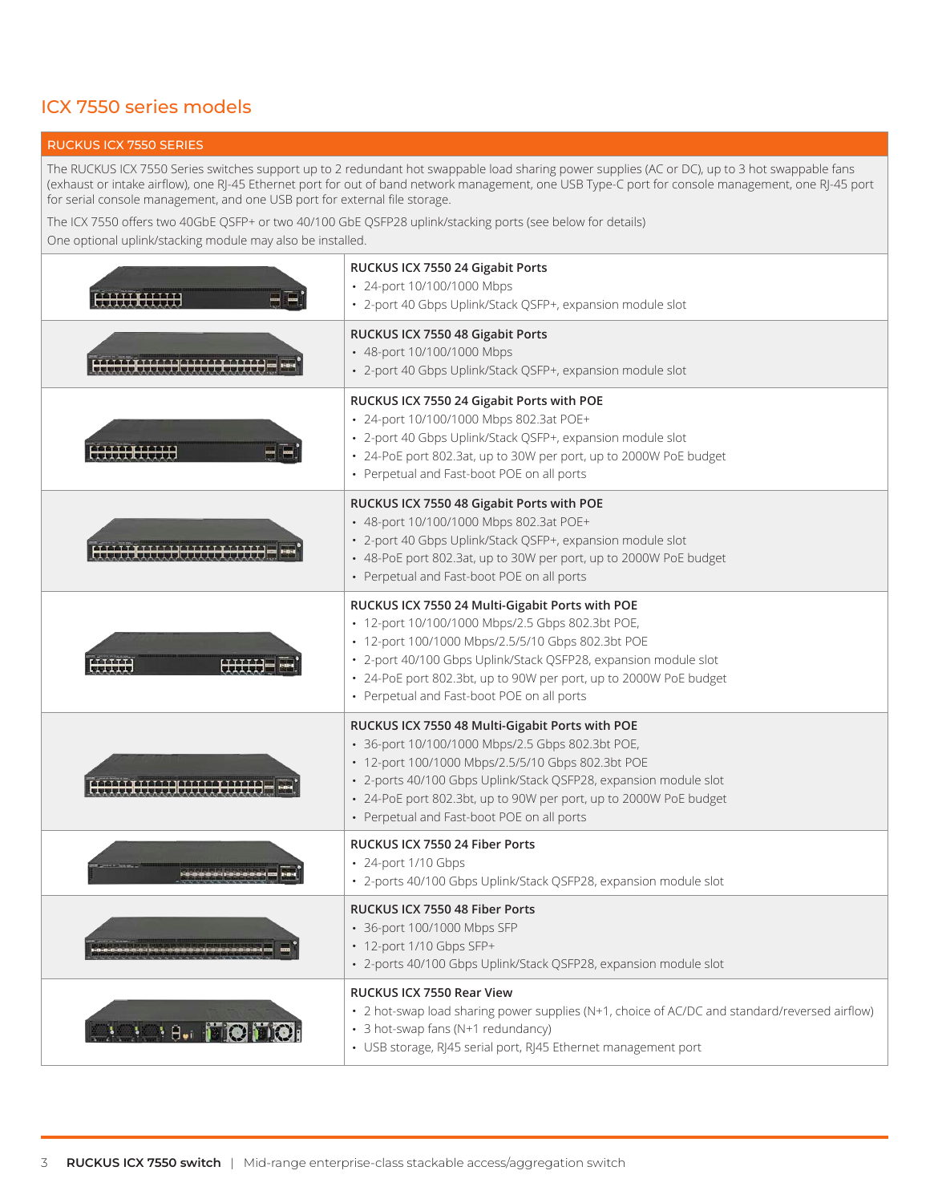## ICX 7550 series models

| RUCKUS ICX 7550 SERIES | |
|---|---|
| The RUCKUS ICX 7550 Series switches support up to 2 redundant hot swappable load sharing power supplies (AC or DC), up to 3 hot swappable fans (exhaust or intake airflow), one RJ-45 Ethernet port for out of band network management, one USB Type-C port for console management, one RJ-45 port for serial console management, and one USB port for external file storage.<br>The ICX 7550 offers two 40GbE QSFP+ or two 40/100 GbE QSFP28 uplink/stacking ports (see below for details)<br>One optional uplink/stacking module may also be installed. | |
| | **RUCKUS ICX 7550 24 Gigabit Ports**<br>• 24-port 10/100/1000 Mbps<br>• 2-port 40 Gbps Uplink/Stack QSFP+, expansion module slot |
| | **RUCKUS ICX 7550 48 Gigabit Ports**<br>• 48-port 10/100/1000 Mbps<br>• 2-port 40 Gbps Uplink/Stack QSFP+, expansion module slot |
| | **RUCKUS ICX 7550 24 Gigabit Ports with POE**<br>• 24-port 10/100/1000 Mbps 802.3at POE+<br>• 2-port 40 Gbps Uplink/Stack QSFP+, expansion module slot<br>• 24-PoE port 802.3at, up to 30W per port, up to 2000W PoE budget<br>• Perpetual and Fast-boot POE on all ports |
| | **RUCKUS ICX 7550 48 Gigabit Ports with POE**<br>• 48-port 10/100/1000 Mbps 802.3at POE+<br>• 2-port 40 Gbps Uplink/Stack QSFP+, expansion module slot<br>• 48-PoE port 802.3at, up to 30W per port, up to 2000W PoE budget<br>• Perpetual and Fast-boot POE on all ports |
| | **RUCKUS ICX 7550 24 Multi-Gigabit Ports with POE**<br>• 12-port 10/100/1000 Mbps/2.5 Gbps 802.3bt POE,<br>• 12-port 100/1000 Mbps/2.5/5/10 Gbps 802.3bt POE<br>• 2-port 40/100 Gbps Uplink/Stack QSFP28, expansion module slot<br>• 24-PoE port 802.3bt, up to 90W per port, up to 2000W PoE budget<br>• Perpetual and Fast-boot POE on all ports |
| | **RUCKUS ICX 7550 48 Multi-Gigabit Ports with POE**<br>• 36-port 10/100/1000 Mbps/2.5 Gbps 802.3bt POE,<br>• 12-port 100/1000 Mbps/2.5/5/10 Gbps 802.3bt POE<br>• 2-ports 40/100 Gbps Uplink/Stack QSFP28, expansion module slot<br>• 24-PoE port 802.3bt, up to 90W per port, up to 2000W PoE budget<br>• Perpetual and Fast-boot POE on all ports |
| | **RUCKUS ICX 7550 24 Fiber Ports**<br>• 24-port 1/10 Gbps<br>• 2-ports 40/100 Gbps Uplink/Stack QSFP28, expansion module slot |
| | **RUCKUS ICX 7550 48 Fiber Ports**<br>• 36-port 100/1000 Mbps SFP<br>• 12-port 1/10 Gbps SFP+<br>• 2-ports 40/100 Gbps Uplink/Stack QSFP28, expansion module slot |
| | **RUCKUS ICX 7550 Rear View**<br>• 2 hot-swap load sharing power supplies (N+1, choice of AC/DC and standard/reversed airflow)<br>• 3 hot-swap fans (N+1 redundancy)<br>• USB storage, RJ45 serial port, RJ45 Ethernet management port |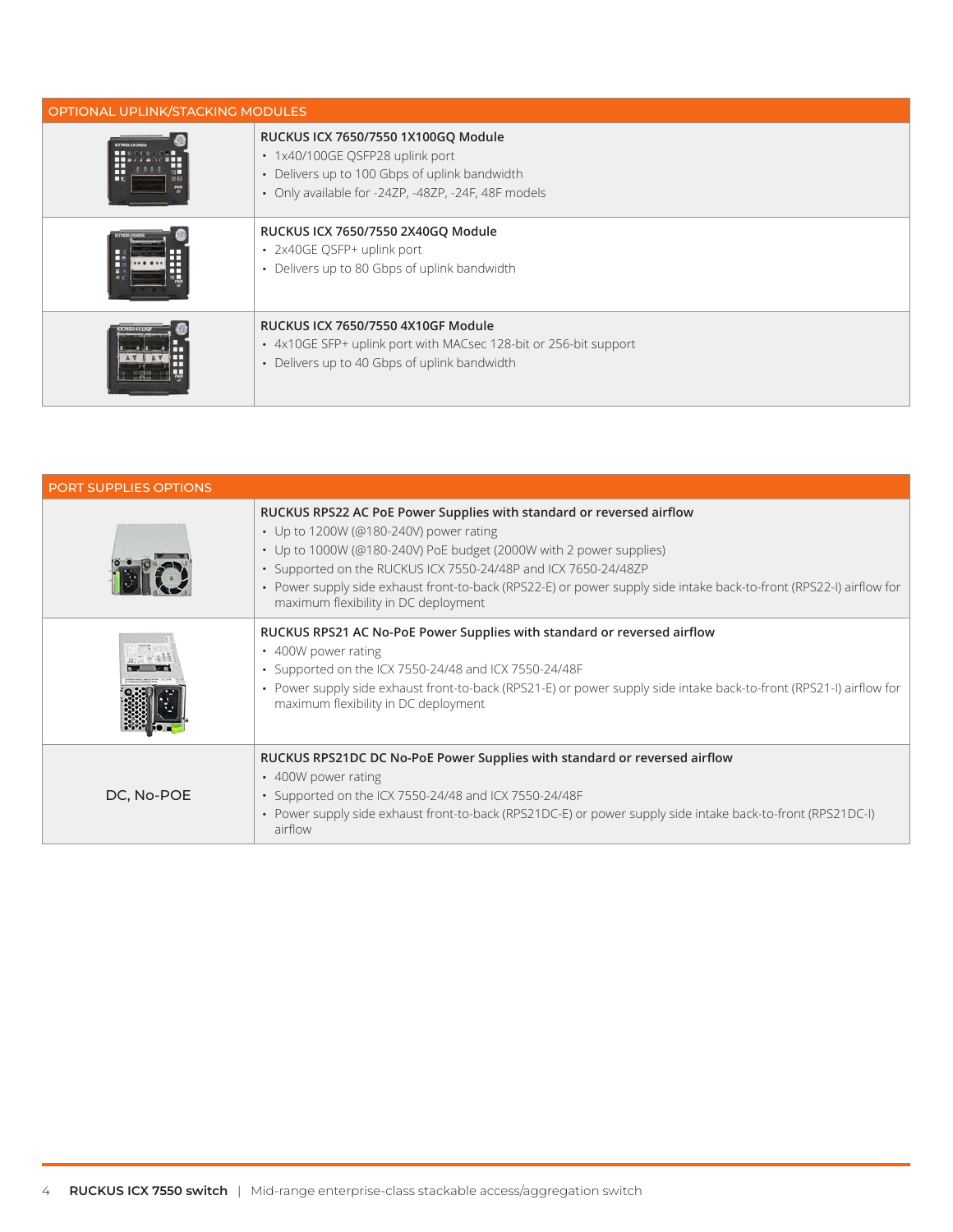| OPTIONAL UPLINK/STACKING MODULES | |
|---|---|
| | **RUCKUS ICX 7650/7550 1X100GQ Module**<br>• 1x40/100GE QSFP28 uplink port<br>• Delivers up to 100 Gbps of uplink bandwidth<br>• Only available for -24ZP, -48ZP, -24F, 48F models |
| | **RUCKUS ICX 7650/7550 2X40GQ Module**<br>• 2x40GE QSFP+ uplink port<br>• Delivers up to 80 Gbps of uplink bandwidth |
| | **RUCKUS ICX 7650/7550 4X10GF Module**<br>• 4x10GE SFP+ uplink port with MACsec 128-bit or 256-bit support<br>• Delivers up to 40 Gbps of uplink bandwidth |

| PORT SUPPLIES OPTIONS | |
|---|---|
| | **RUCKUS RPS22 AC PoE Power Supplies with standard or reversed airflow**<br>• Up to 1200W (@180-240V) power rating<br>• Up to 1000W (@180-240V) PoE budget (2000W with 2 power supplies)<br>• Supported on the RUCKUS ICX 7550-24/48P and ICX 7650-24/48ZP<br>• Power supply side exhaust front-to-back (RPS22-E) or power supply side intake back-to-front (RPS22-I) airflow for maximum flexibility in DC deployment |
| | **RUCKUS RPS21 AC No-PoE Power Supplies with standard or reversed airflow**<br>• 400W power rating<br>• Supported on the ICX 7550-24/48 and ICX 7550-24/48F<br>• Power supply side exhaust front-to-back (RPS21-E) or power supply side intake back-to-front (RPS21-I) airflow for maximum flexibility in DC deployment |
| DC, No-POE | **RUCKUS RPS21DC DC No-PoE Power Supplies with standard or reversed airflow**<br>• 400W power rating<br>• Supported on the ICX 7550-24/48 and ICX 7550-24/48F<br>• Power supply side exhaust front-to-back (RPS21DC-E) or power supply side intake back-to-front (RPS21DC-I) airflow |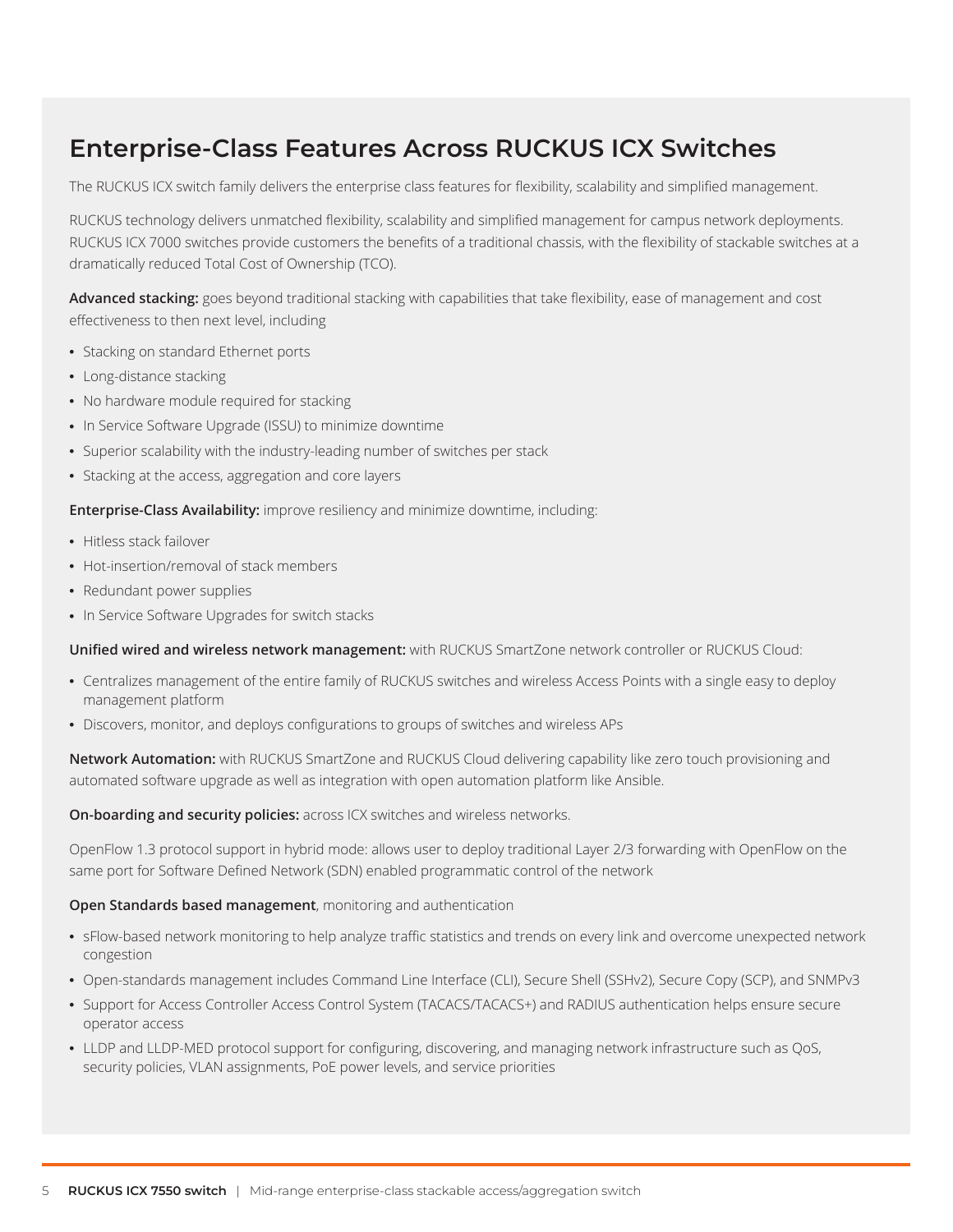## Enterprise-Class Features Across RUCKUS ICX Switches

The RUCKUS ICX switch family delivers the enterprise class features for flexibility, scalability and simplified management.

RUCKUS technology delivers unmatched flexibility, scalability and simplified management for campus network deployments. RUCKUS ICX 7000 switches provide customers the benefits of a traditional chassis, with the flexibility of stackable switches at a dramatically reduced Total Cost of Ownership (TCO).

**Advanced stacking:** goes beyond traditional stacking with capabilities that take flexibility, ease of management and cost effectiveness to then next level, including

- Stacking on standard Ethernet ports
- Long-distance stacking
- No hardware module required for stacking
- In Service Software Upgrade (ISSU) to minimize downtime
- Superior scalability with the industry-leading number of switches per stack
- Stacking at the access, aggregation and core layers

**Enterprise-Class Availability:** improve resiliency and minimize downtime, including:

- Hitless stack failover
- Hot-insertion/removal of stack members
- Redundant power supplies
- In Service Software Upgrades for switch stacks

**Unified wired and wireless network management:** with RUCKUS SmartZone network controller or RUCKUS Cloud:

- Centralizes management of the entire family of RUCKUS switches and wireless Access Points with a single easy to deploy management platform
- Discovers, monitor, and deploys configurations to groups of switches and wireless APs

**Network Automation:** with RUCKUS SmartZone and RUCKUS Cloud delivering capability like zero touch provisioning and automated software upgrade as well as integration with open automation platform like Ansible.

**On-boarding and security policies:** across ICX switches and wireless networks.

OpenFlow 1.3 protocol support in hybrid mode: allows user to deploy traditional Layer 2/3 forwarding with OpenFlow on the same port for Software Defined Network (SDN) enabled programmatic control of the network

**Open Standards based management**, monitoring and authentication

- sFlow-based network monitoring to help analyze traffic statistics and trends on every link and overcome unexpected network congestion
- Open-standards management includes Command Line Interface (CLI), Secure Shell (SSHv2), Secure Copy (SCP), and SNMPv3
- Support for Access Controller Access Control System (TACACS/TACACS+) and RADIUS authentication helps ensure secure operator access
- LLDP and LLDP-MED protocol support for configuring, discovering, and managing network infrastructure such as QoS, security policies, VLAN assignments, PoE power levels, and service priorities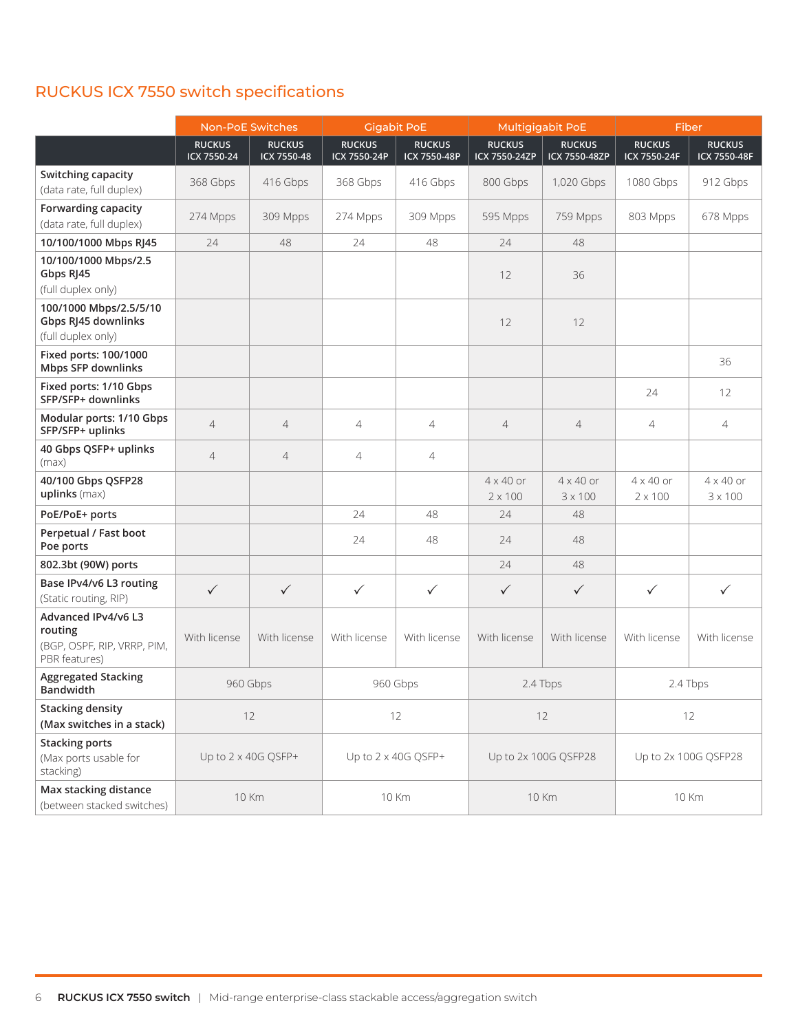## RUCKUS ICX 7550 switch specifications

| | Non-PoE Switches | | Gigabit PoE | | Multigigabit PoE | | Fiber | |
|---|---|---|---|---|---|---|---|---|
| | RUCKUS ICX 7550-24 | RUCKUS ICX 7550-48 | RUCKUS ICX 7550-24P | RUCKUS ICX 7550-48P | RUCKUS ICX 7550-24ZP | RUCKUS ICX 7550-48ZP | RUCKUS ICX 7550-24F | RUCKUS ICX 7550-48F |
| **Switching capacity** (data rate, full duplex) | 368 Gbps | 416 Gbps | 368 Gbps | 416 Gbps | 800 Gbps | 1,020 Gbps | 1080 Gbps | 912 Gbps |
| **Forwarding capacity** (data rate, full duplex) | 274 Mpps | 309 Mpps | 274 Mpps | 309 Mpps | 595 Mpps | 759 Mpps | 803 Mpps | 678 Mpps |
| **10/100/1000 Mbps RJ45** | 24 | 48 | 24 | 48 | 24 | 48 | | |
| **10/100/1000 Mbps/2.5 Gbps RJ45** (full duplex only) | | | | | 12 | 36 | | |
| **100/1000 Mbps/2.5/5/10 Gbps RJ45 downlinks** (full duplex only) | | | | | 12 | 12 | | |
| **Fixed ports: 100/1000 Mbps SFP downlinks** | | | | | | | | 36 |
| **Fixed ports: 1/10 Gbps SFP/SFP+ downlinks** | | | | | | | 24 | 12 |
| **Modular ports: 1/10 Gbps SFP/SFP+ uplinks** | 4 | 4 | 4 | 4 | 4 | 4 | 4 | 4 |
| **40 Gbps QSFP+ uplinks** (max) | 4 | 4 | 4 | 4 | | | | |
| **40/100 Gbps QSFP28 uplinks** (max) | | | | | 4 x 40 or 2 x 100 | 4 x 40 or 3 x 100 | 4 x 40 or 2 x 100 | 4 x 40 or 3 x 100 |
| **PoE/PoE+ ports** | | | 24 | 48 | 24 | 48 | | |
| **Perpetual / Fast boot Poe ports** | | | 24 | 48 | 24 | 48 | | |
| **802.3bt (90W) ports** | | | | | 24 | 48 | | |
| **Base IPv4/v6 L3 routing** (Static routing, RIP) | ✓ | ✓ | ✓ | ✓ | ✓ | ✓ | ✓ | ✓ |
| **Advanced IPv4/v6 L3 routing** (BGP, OSPF, RIP, VRRP, PIM, PBR features) | With license | With license | With license | With license | With license | With license | With license | With license |
| **Aggregated Stacking Bandwidth** | 960 Gbps | | 960 Gbps | | 2.4 Tbps | | 2.4 Tbps | |
| **Stacking density (Max switches in a stack)** | 12 | | 12 | | 12 | | 12 | |
| **Stacking ports** (Max ports usable for stacking) | Up to 2 x 40G QSFP+ | | Up to 2 x 40G QSFP+ | | Up to 2x 100G QSFP28 | | Up to 2x 100G QSFP28 | |
| **Max stacking distance** (between stacked switches) | 10 Km | | 10 Km | | 10 Km | | 10 Km | |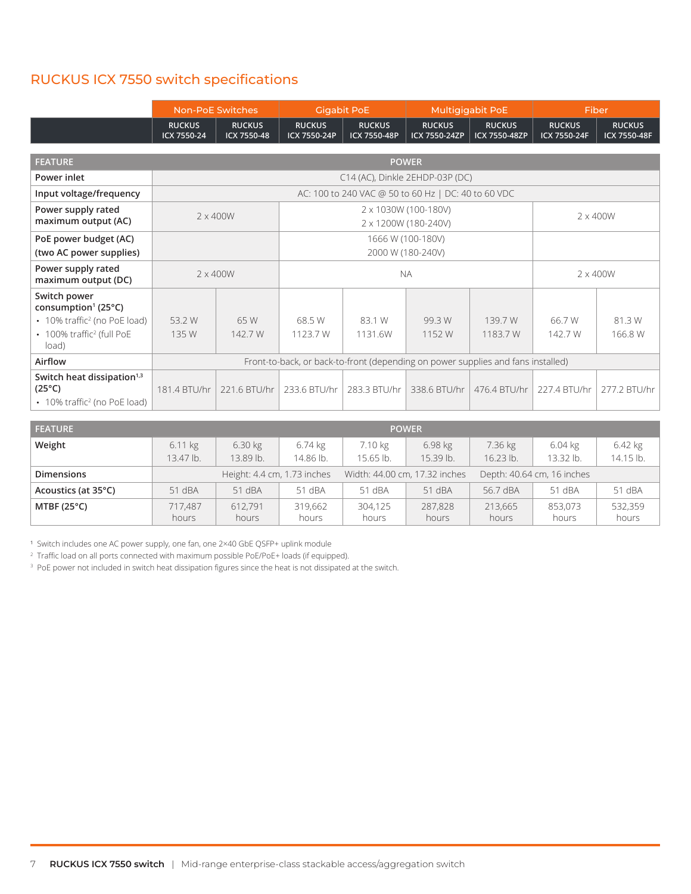## RUCKUS ICX 7550 switch specifications

| | Non-PoE Switches | | Gigabit PoE | | Multigigabit PoE | | Fiber | |
|---|---|---|---|---|---|---|---|---|
| | RUCKUS ICX 7550-24 | RUCKUS ICX 7550-48 | RUCKUS ICX 7550-24P | RUCKUS ICX 7550-48P | RUCKUS ICX 7550-24ZP | RUCKUS ICX 7550-48ZP | RUCKUS ICX 7550-24F | RUCKUS ICX 7550-48F |
| **FEATURE** | **POWER** | | | | | | | |
| **Power inlet** | C14 (AC), Dinkle 2EHDP-03P (DC) | | | | | | | |
| **Input voltage/frequency** | AC: 100 to 240 VAC @ 50 to 60 Hz \| DC: 40 to 60 VDC | | | | | | | |
| **Power supply rated maximum output (AC)** | 2 x 400W | | 2 x 1030W (100-180V)<br>2 x 1200W (180-240V) | | | | 2 x 400W | |
| **PoE power budget (AC) (two AC power supplies)** | | | 1666 W (100-180V)<br>2000 W (180-240V) | | | | | |
| **Power supply rated maximum output (DC)** | 2 x 400W | | NA | | | | 2 x 400W | |
| **Switch power consumption[1] (25°C)**<br>• 10% traffic[2] (no PoE load)<br>• 100% traffic[2] (full PoE load) | 53.2 W<br>135 W | 65 W<br>142.7 W | 68.5 W<br>1123.7 W | 83.1 W<br>1131.6W | 99.3 W<br>1152 W | 139.7 W<br>1183.7 W | 66.7 W<br>142.7 W | 81.3 W<br>166.8 W |
| **Airflow** | Front-to-back, or back-to-front (depending on power supplies and fans installed) | | | | | | | |
| **Switch heat dissipation[1,3] (25°C)**<br>• 10% traffic[2] (no PoE load) | 181.4 BTU/hr | 221.6 BTU/hr | 233.6 BTU/hr | 283.3 BTU/hr | 338.6 BTU/hr | 476.4 BTU/hr | 227.4 BTU/hr | 277.2 BTU/hr |

| FEATURE | POWER | | | | | | | |
|---|---|---|---|---|---|---|---|---|
| **Weight** | 6.11 kg<br>13.47 lb. | 6.30 kg<br>13.89 lb. | 6.74 kg<br>14.86 lb. | 7.10 kg<br>15.65 lb. | 6.98 kg<br>15.39 lb. | 7.36 kg<br>16.23 lb. | 6.04 kg<br>13.32 lb. | 6.42 kg<br>14.15 lb. |
| **Dimensions** | Height: 4.4 cm, 1.73 inches Width: 44.00 cm, 17.32 inches Depth: 40.64 cm, 16 inches | | | | | | | |
| **Acoustics (at 35°C)** | 51 dBA | 51 dBA | 51 dBA | 51 dBA | 51 dBA | 56.7 dBA | 51 dBA | 51 dBA |
| **MTBF (25°C)** | 717,487 hours | 612,791 hours | 319,662 hours | 304,125 hours | 287,828 hours | 213,665 hours | 853,073 hours | 532,359 hours |

[1] Switch includes one AC power supply, one fan, one 2×40 GbE QSFP+ uplink module

[2] Traffic load on all ports connected with maximum possible PoE/PoE+ loads (if equipped).

[3] PoE power not included in switch heat dissipation figures since the heat is not dissipated at the switch.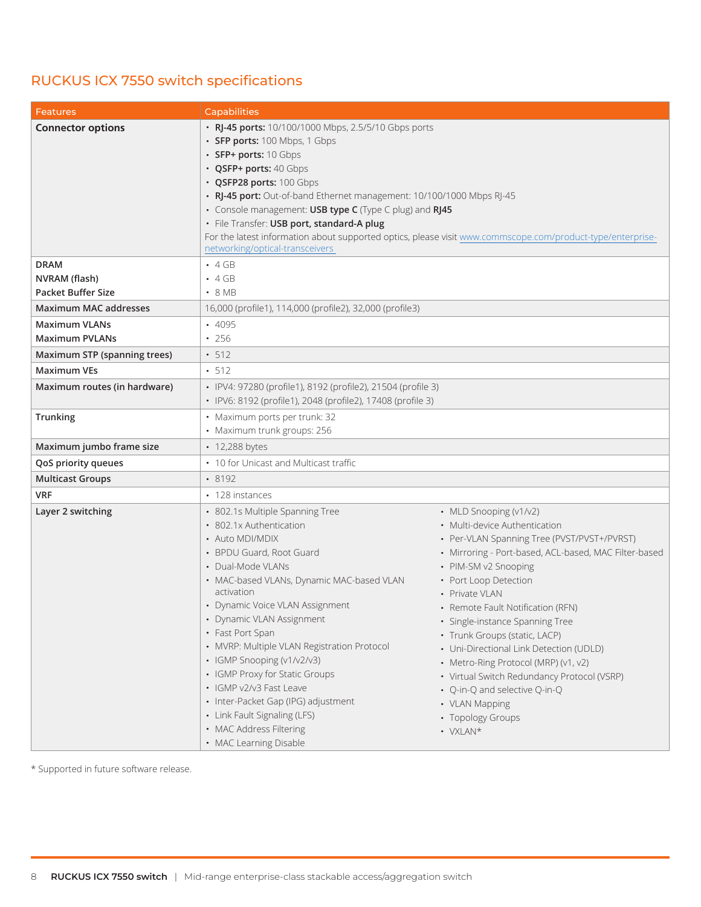## RUCKUS ICX 7550 switch specifications

| Features | Capabilities |
|---|---|
| **Connector options** | • **RJ-45 ports:** 10/100/1000 Mbps, 2.5/5/10 Gbps ports<br>• **SFP ports:** 100 Mbps, 1 Gbps<br>• **SFP+ ports:** 10 Gbps<br>• **QSFP+ ports:** 40 Gbps<br>• **QSFP28 ports:** 100 Gbps<br>• **RJ-45 port:** Out-of-band Ethernet management: 10/100/1000 Mbps RJ-45<br>• Console management: **USB type C** (Type C plug) and **RJ45**<br>• File Transfer: **USB port, standard-A plug**<br>For the latest information about supported optics, please visit www.commscope.com/product-type/enterprise-networking/optical-transceivers |
| **DRAM**<br>**NVRAM (flash)**<br>**Packet Buffer Size** | • 4 GB<br>• 4 GB<br>• 8 MB |
| **Maximum MAC addresses** | 16,000 (profile1), 114,000 (profile2), 32,000 (profile3) |
| **Maximum VLANs**<br>**Maximum PVLANs** | • 4095<br>• 256 |
| **Maximum STP (spanning trees)** | • 512 |
| **Maximum VEs** | • 512 |
| **Maximum routes (in hardware)** | • IPV4: 97280 (profile1), 8192 (profile2), 21504 (profile 3)<br>• IPV6: 8192 (profile1), 2048 (profile2), 17408 (profile 3) |
| **Trunking** | • Maximum ports per trunk: 32<br>• Maximum trunk groups: 256 |
| **Maximum jumbo frame size** | • 12,288 bytes |
| **QoS priority queues** | • 10 for Unicast and Multicast traffic |
| **Multicast Groups** | • 8192 |
| **VRF** | • 128 instances |
| **Layer 2 switching** | • 802.1s Multiple Spanning Tree<br>• 802.1x Authentication<br>• Auto MDI/MDIX<br>• BPDU Guard, Root Guard<br>• Dual-Mode VLANs<br>• MAC-based VLANs, Dynamic MAC-based VLAN activation<br>• Dynamic Voice VLAN Assignment<br>• Dynamic VLAN Assignment<br>• Fast Port Span<br>• MVRP: Multiple VLAN Registration Protocol<br>• IGMP Snooping (v1/v2/v3)<br>• IGMP Proxy for Static Groups<br>• IGMP v2/v3 Fast Leave<br>• Inter-Packet Gap (IPG) adjustment<br>• Link Fault Signaling (LFS)<br>• MAC Address Filtering<br>• MAC Learning Disable<br>• MLD Snooping (v1/v2)<br>• Multi-device Authentication<br>• Per-VLAN Spanning Tree (PVST/PVST+/PVRST)<br>• Mirroring - Port-based, ACL-based, MAC Filter-based<br>• PIM-SM v2 Snooping<br>• Port Loop Detection<br>• Private VLAN<br>• Remote Fault Notification (RFN)<br>• Single-instance Spanning Tree<br>• Trunk Groups (static, LACP)<br>• Uni-Directional Link Detection (UDLD)<br>• Metro-Ring Protocol (MRP) (v1, v2)<br>• Virtual Switch Redundancy Protocol (VSRP)<br>• Q-in-Q and selective Q-in-Q<br>• VLAN Mapping<br>• Topology Groups<br>• VXLAN* |

* Supported in future software release.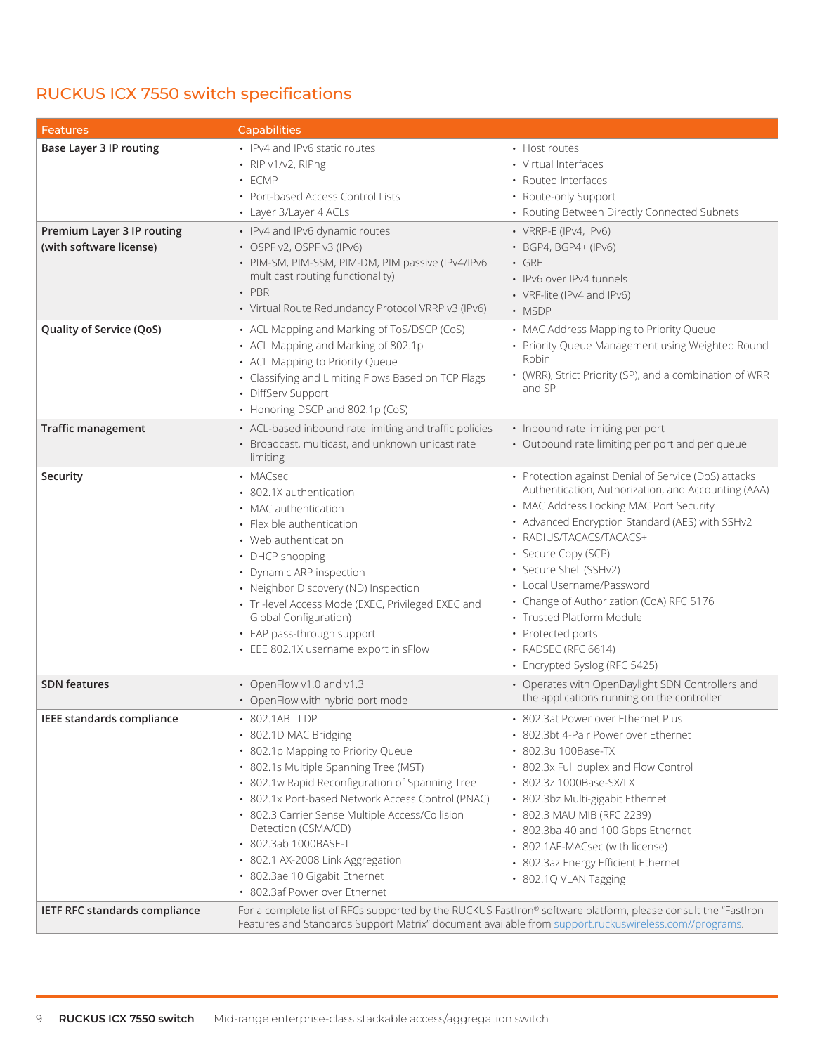## RUCKUS ICX 7550 switch specifications

| Features | Capabilities | |
|---|---|---|
| **Base Layer 3 IP routing** | • IPv4 and IPv6 static routes<br>• RIP v1/v2, RIPng<br>• ECMP<br>• Port-based Access Control Lists<br>• Layer 3/Layer 4 ACLs | • Host routes<br>• Virtual Interfaces<br>• Routed Interfaces<br>• Route-only Support<br>• Routing Between Directly Connected Subnets |
| **Premium Layer 3 IP routing (with software license)** | • IPv4 and IPv6 dynamic routes<br>• OSPF v2, OSPF v3 (IPv6)<br>• PIM-SM, PIM-SSM, PIM-DM, PIM passive (IPv4/IPv6 multicast routing functionality)<br>• PBR<br>• Virtual Route Redundancy Protocol VRRP v3 (IPv6) | • VRRP-E (IPv4, IPv6)<br>• BGP4, BGP4+ (IPv6)<br>• GRE<br>• IPv6 over IPv4 tunnels<br>• VRF-lite (IPv4 and IPv6)<br>• MSDP |
| **Quality of Service (QoS)** | • ACL Mapping and Marking of ToS/DSCP (CoS)<br>• ACL Mapping and Marking of 802.1p<br>• ACL Mapping to Priority Queue<br>• Classifying and Limiting Flows Based on TCP Flags<br>• DiffServ Support<br>• Honoring DSCP and 802.1p (CoS) | • MAC Address Mapping to Priority Queue<br>• Priority Queue Management using Weighted Round Robin<br>• (WRR), Strict Priority (SP), and a combination of WRR and SP |
| **Traffic management** | • ACL-based inbound rate limiting and traffic policies<br>• Broadcast, multicast, and unknown unicast rate limiting | • Inbound rate limiting per port<br>• Outbound rate limiting per port and per queue |
| **Security** | • MACsec<br>• 802.1X authentication<br>• MAC authentication<br>• Flexible authentication<br>• Web authentication<br>• DHCP snooping<br>• Dynamic ARP inspection<br>• Neighbor Discovery (ND) Inspection<br>• Tri-level Access Mode (EXEC, Privileged EXEC and Global Configuration)<br>• EAP pass-through support<br>• EEE 802.1X username export in sFlow | • Protection against Denial of Service (DoS) attacks Authentication, Authorization, and Accounting (AAA)<br>• MAC Address Locking MAC Port Security<br>• Advanced Encryption Standard (AES) with SSHv2<br>• RADIUS/TACACS/TACACS+<br>• Secure Copy (SCP)<br>• Secure Shell (SSHv2)<br>• Local Username/Password<br>• Change of Authorization (CoA) RFC 5176<br>• Trusted Platform Module<br>• Protected ports<br>• RADSEC (RFC 6614)<br>• Encrypted Syslog (RFC 5425) |
| **SDN features** | • OpenFlow v1.0 and v1.3<br>• OpenFlow with hybrid port mode | • Operates with OpenDaylight SDN Controllers and the applications running on the controller |
| **IEEE standards compliance** | • 802.1AB LLDP<br>• 802.1D MAC Bridging<br>• 802.1p Mapping to Priority Queue<br>• 802.1s Multiple Spanning Tree (MST)<br>• 802.1w Rapid Reconfiguration of Spanning Tree<br>• 802.1x Port-based Network Access Control (PNAC)<br>• 802.3 Carrier Sense Multiple Access/Collision Detection (CSMA/CD)<br>• 802.3ab 1000BASE-T<br>• 802.1 AX-2008 Link Aggregation<br>• 802.3ae 10 Gigabit Ethernet<br>• 802.3af Power over Ethernet | • 802.3at Power over Ethernet Plus<br>• 802.3bt 4-Pair Power over Ethernet<br>• 802.3u 100Base-TX<br>• 802.3x Full duplex and Flow Control<br>• 802.3z 1000Base-SX/LX<br>• 802.3bz Multi-gigabit Ethernet<br>• 802.3 MAU MIB (RFC 2239)<br>• 802.3ba 40 and 100 Gbps Ethernet<br>• 802.1AE-MACsec (with license)<br>• 802.3az Energy Efficient Ethernet<br>• 802.1Q VLAN Tagging |
| **IETF RFC standards compliance** | For a complete list of RFCs supported by the RUCKUS FastIron® software platform, please consult the "FastIron Features and Standards Support Matrix" document available from support.ruckuswireless.com//programs. | |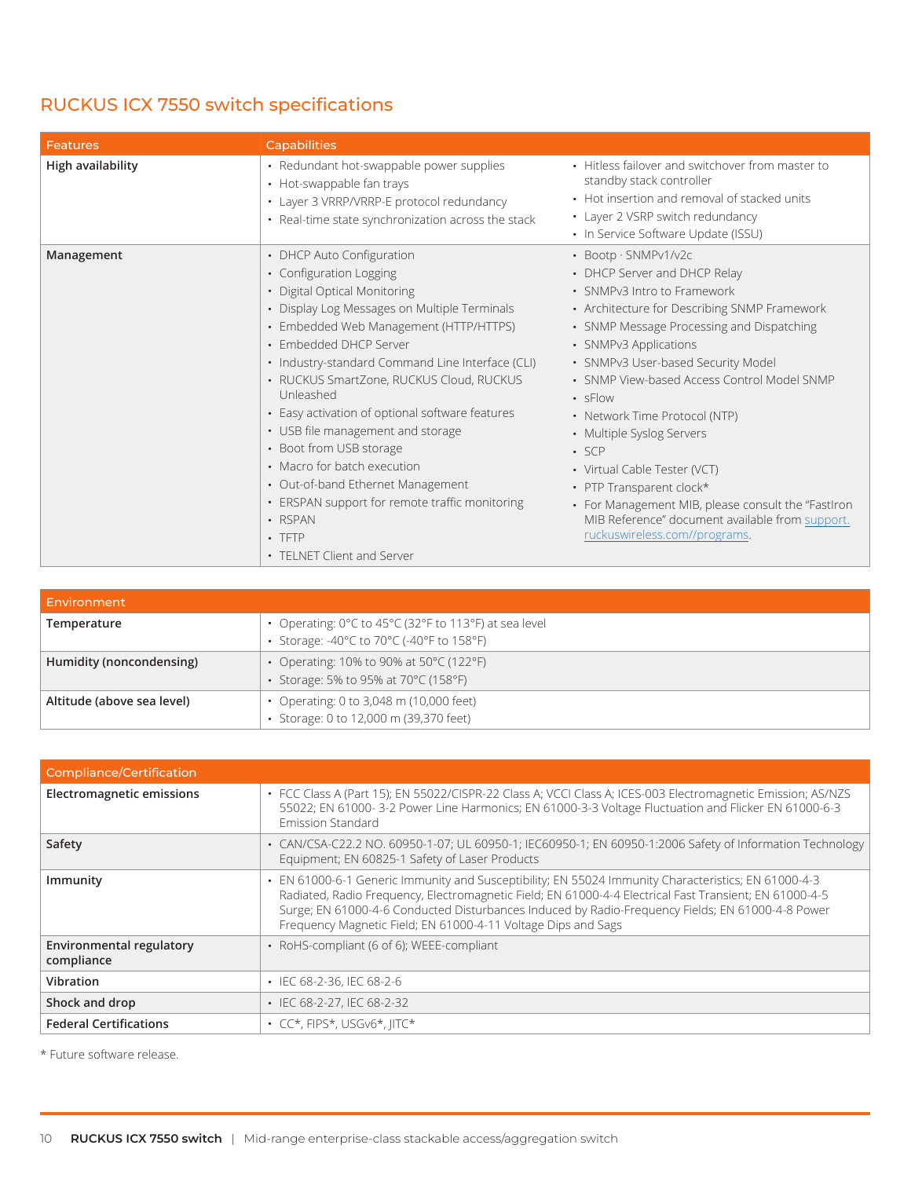## RUCKUS ICX 7550 switch specifications

| Features | Capabilities |
|---|---|
| **High availability** | • Redundant hot-swappable power supplies<br>• Hot-swappable fan trays<br>• Layer 3 VRRP/VRRP-E protocol redundancy<br>• Real-time state synchronization across the stack<br>• Hitless failover and switchover from master to standby stack controller<br>• Hot insertion and removal of stacked units<br>• Layer 2 VSRP switch redundancy<br>• In Service Software Update (ISSU) |
| **Management** | • DHCP Auto Configuration<br>• Configuration Logging<br>• Digital Optical Monitoring<br>• Display Log Messages on Multiple Terminals<br>• Embedded Web Management (HTTP/HTTPS)<br>• Embedded DHCP Server<br>• Industry-standard Command Line Interface (CLI)<br>• RUCKUS SmartZone, RUCKUS Cloud, RUCKUS Unleashed<br>• Easy activation of optional software features<br>• USB file management and storage<br>• Boot from USB storage<br>• Macro for batch execution<br>• Out-of-band Ethernet Management<br>• ERSPAN support for remote traffic monitoring<br>• RSPAN<br>• TFTP<br>• TELNET Client and Server<br>• Bootp · SNMPv1/v2c<br>• DHCP Server and DHCP Relay<br>• SNMPv3 Intro to Framework<br>• Architecture for Describing SNMP Framework<br>• SNMP Message Processing and Dispatching<br>• SNMPv3 Applications<br>• SNMPv3 User-based Security Model<br>• SNMP View-based Access Control Model SNMP<br>• sFlow<br>• Network Time Protocol (NTP)<br>• Multiple Syslog Servers<br>• SCP<br>• Virtual Cable Tester (VCT)<br>• PTP Transparent clock*<br>• For Management MIB, please consult the "FastIron MIB Reference" document available from support.ruckuswireless.com//programs. |

| Environment | |
|---|---|
| **Temperature** | • Operating: 0°C to 45°C (32°F to 113°F) at sea level<br>• Storage: -40°C to 70°C (-40°F to 158°F) |
| **Humidity (noncondensing)** | • Operating: 10% to 90% at 50°C (122°F)<br>• Storage: 5% to 95% at 70°C (158°F) |
| **Altitude (above sea level)** | • Operating: 0 to 3,048 m (10,000 feet)<br>• Storage: 0 to 12,000 m (39,370 feet) |

| Compliance/Certification | |
|---|---|
| **Electromagnetic emissions** | • FCC Class A (Part 15); EN 55022/CISPR-22 Class A; VCCI Class A; ICES-003 Electromagnetic Emission; AS/NZS 55022; EN 61000- 3-2 Power Line Harmonics; EN 61000-3-3 Voltage Fluctuation and Flicker EN 61000-6-3 Emission Standard |
| **Safety** | • CAN/CSA-C22.2 NO. 60950-1-07; UL 60950-1; IEC60950-1; EN 60950-1:2006 Safety of Information Technology Equipment; EN 60825-1 Safety of Laser Products |
| **Immunity** | • EN 61000-6-1 Generic Immunity and Susceptibility; EN 55024 Immunity Characteristics; EN 61000-4-3 Radiated, Radio Frequency, Electromagnetic Field; EN 61000-4-4 Electrical Fast Transient; EN 61000-4-5 Surge; EN 61000-4-6 Conducted Disturbances Induced by Radio-Frequency Fields; EN 61000-4-8 Power Frequency Magnetic Field; EN 61000-4-11 Voltage Dips and Sags |
| **Environmental regulatory compliance** | • RoHS-compliant (6 of 6); WEEE-compliant |
| **Vibration** | • IEC 68-2-36, IEC 68-2-6 |
| **Shock and drop** | • IEC 68-2-27, IEC 68-2-32 |
| **Federal Certifications** | • CC*, FIPS*, USGv6*, JITC* |

* Future software release.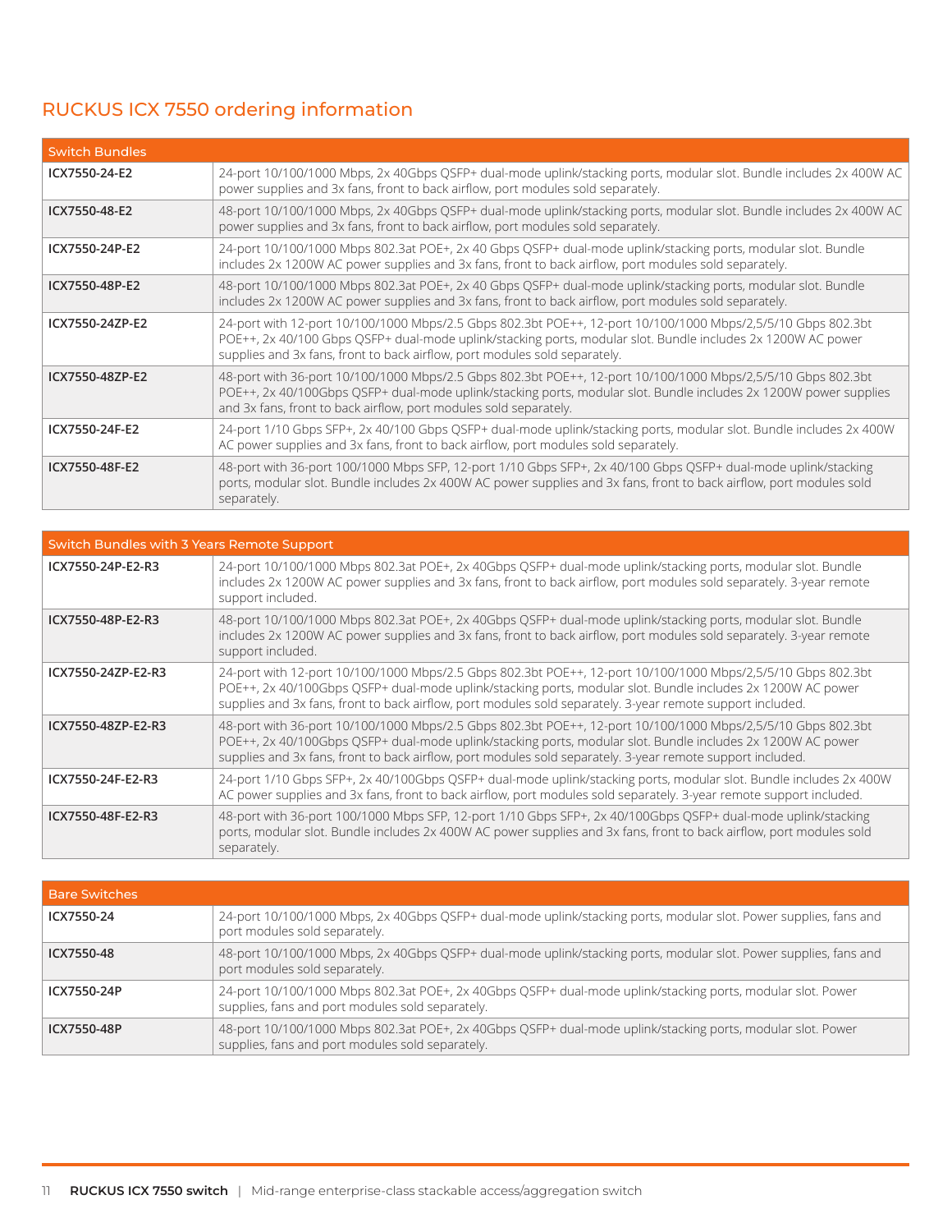## RUCKUS ICX 7550 ordering information

| Switch Bundles | |
|---|---|
| ICX7550-24-E2 | 24-port 10/100/1000 Mbps, 2x 40Gbps QSFP+ dual-mode uplink/stacking ports, modular slot. Bundle includes 2x 400W AC power supplies and 3x fans, front to back airflow, port modules sold separately. |
| ICX7550-48-E2 | 48-port 10/100/1000 Mbps, 2x 40Gbps QSFP+ dual-mode uplink/stacking ports, modular slot. Bundle includes 2x 400W AC power supplies and 3x fans, front to back airflow, port modules sold separately. |
| ICX7550-24P-E2 | 24-port 10/100/1000 Mbps 802.3at POE+, 2x 40 Gbps QSFP+ dual-mode uplink/stacking ports, modular slot. Bundle includes 2x 1200W AC power supplies and 3x fans, front to back airflow, port modules sold separately. |
| ICX7550-48P-E2 | 48-port 10/100/1000 Mbps 802.3at POE+, 2x 40 Gbps QSFP+ dual-mode uplink/stacking ports, modular slot. Bundle includes 2x 1200W AC power supplies and 3x fans, front to back airflow, port modules sold separately. |
| ICX7550-24ZP-E2 | 24-port with 12-port 10/100/1000 Mbps/2.5 Gbps 802.3bt POE++, 12-port 10/100/1000 Mbps/2,5/5/10 Gbps 802.3bt POE++, 2x 40/100 Gbps QSFP+ dual-mode uplink/stacking ports, modular slot. Bundle includes 2x 1200W AC power supplies and 3x fans, front to back airflow, port modules sold separately. |
| ICX7550-48ZP-E2 | 48-port with 36-port 10/100/1000 Mbps/2.5 Gbps 802.3bt POE++, 12-port 10/100/1000 Mbps/2,5/5/10 Gbps 802.3bt POE++, 2x 40/100Gbps QSFP+ dual-mode uplink/stacking ports, modular slot. Bundle includes 2x 1200W power supplies and 3x fans, front to back airflow, port modules sold separately. |
| ICX7550-24F-E2 | 24-port 1/10 Gbps SFP+, 2x 40/100 Gbps QSFP+ dual-mode uplink/stacking ports, modular slot. Bundle includes 2x 400W AC power supplies and 3x fans, front to back airflow, port modules sold separately. |
| ICX7550-48F-E2 | 48-port with 36-port 100/1000 Mbps SFP, 12-port 1/10 Gbps SFP+, 2x 40/100 Gbps QSFP+ dual-mode uplink/stacking ports, modular slot. Bundle includes 2x 400W AC power supplies and 3x fans, front to back airflow, port modules sold separately. |

| Switch Bundles with 3 Years Remote Support | |
|---|---|
| ICX7550-24P-E2-R3 | 24-port 10/100/1000 Mbps 802.3at POE+, 2x 40Gbps QSFP+ dual-mode uplink/stacking ports, modular slot. Bundle includes 2x 1200W AC power supplies and 3x fans, front to back airflow, port modules sold separately. 3-year remote support included. |
| ICX7550-48P-E2-R3 | 48-port 10/100/1000 Mbps 802.3at POE+, 2x 40Gbps QSFP+ dual-mode uplink/stacking ports, modular slot. Bundle includes 2x 1200W AC power supplies and 3x fans, front to back airflow, port modules sold separately. 3-year remote support included. |
| ICX7550-24ZP-E2-R3 | 24-port with 12-port 10/100/1000 Mbps/2.5 Gbps 802.3bt POE++, 12-port 10/100/1000 Mbps/2,5/5/10 Gbps 802.3bt POE++, 2x 40/100Gbps QSFP+ dual-mode uplink/stacking ports, modular slot. Bundle includes 2x 1200W AC power supplies and 3x fans, front to back airflow, port modules sold separately. 3-year remote support included. |
| ICX7550-48ZP-E2-R3 | 48-port with 36-port 10/100/1000 Mbps/2.5 Gbps 802.3bt POE++, 12-port 10/100/1000 Mbps/2,5/5/10 Gbps 802.3bt POE++, 2x 40/100Gbps QSFP+ dual-mode uplink/stacking ports, modular slot. Bundle includes 2x 1200W AC power supplies and 3x fans, front to back airflow, port modules sold separately. 3-year remote support included. |
| ICX7550-24F-E2-R3 | 24-port 1/10 Gbps SFP+, 2x 40/100Gbps QSFP+ dual-mode uplink/stacking ports, modular slot. Bundle includes 2x 400W AC power supplies and 3x fans, front to back airflow, port modules sold separately. 3-year remote support included. |
| ICX7550-48F-E2-R3 | 48-port with 36-port 100/1000 Mbps SFP, 12-port 1/10 Gbps SFP+, 2x 40/100Gbps QSFP+ dual-mode uplink/stacking ports, modular slot. Bundle includes 2x 400W AC power supplies and 3x fans, front to back airflow, port modules sold separately. |

| Bare Switches | |
|---|---|
| ICX7550-24 | 24-port 10/100/1000 Mbps, 2x 40Gbps QSFP+ dual-mode uplink/stacking ports, modular slot. Power supplies, fans and port modules sold separately. |
| ICX7550-48 | 48-port 10/100/1000 Mbps, 2x 40Gbps QSFP+ dual-mode uplink/stacking ports, modular slot. Power supplies, fans and port modules sold separately. |
| ICX7550-24P | 24-port 10/100/1000 Mbps 802.3at POE+, 2x 40Gbps QSFP+ dual-mode uplink/stacking ports, modular slot. Power supplies, fans and port modules sold separately. |
| ICX7550-48P | 48-port 10/100/1000 Mbps 802.3at POE+, 2x 40Gbps QSFP+ dual-mode uplink/stacking ports, modular slot. Power supplies, fans and port modules sold separately. |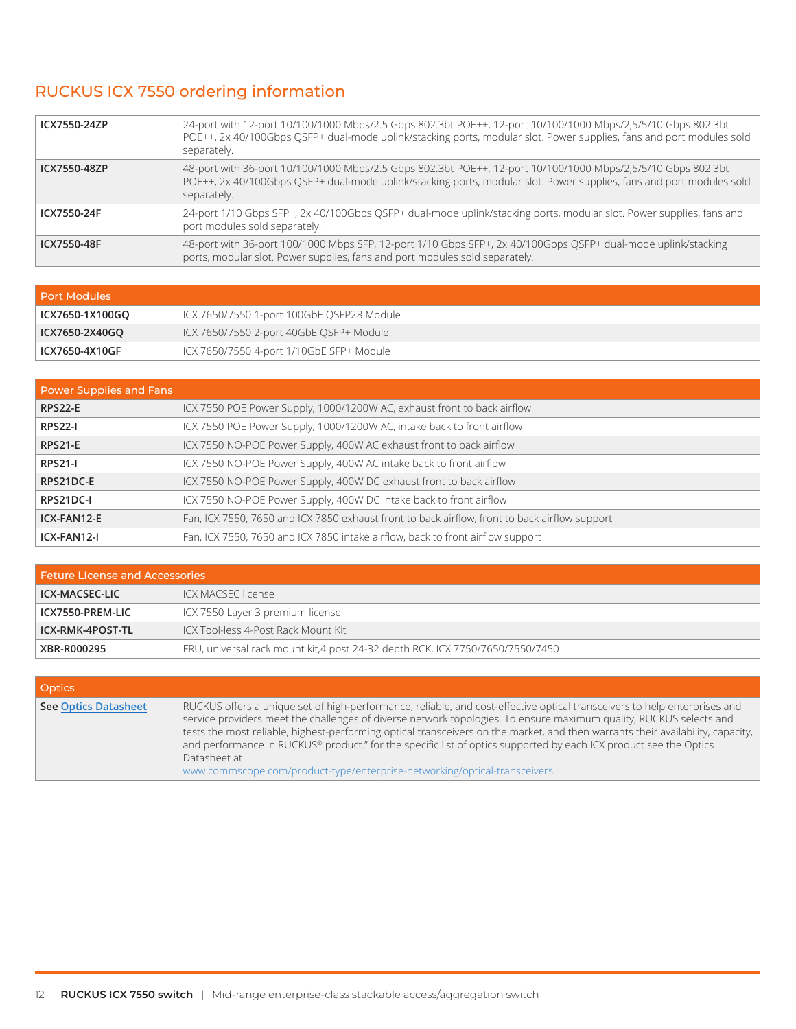## RUCKUS ICX 7550 ordering information

| | |
|---|---|
| **ICX7550-24ZP** | 24-port with 12-port 10/100/1000 Mbps/2.5 Gbps 802.3bt POE++, 12-port 10/100/1000 Mbps/2,5/5/10 Gbps 802.3bt POE++, 2x 40/100Gbps QSFP+ dual-mode uplink/stacking ports, modular slot. Power supplies, fans and port modules sold separately. |
| **ICX7550-48ZP** | 48-port with 36-port 10/100/1000 Mbps/2.5 Gbps 802.3bt POE++, 12-port 10/100/1000 Mbps/2,5/5/10 Gbps 802.3bt POE++, 2x 40/100Gbps QSFP+ dual-mode uplink/stacking ports, modular slot. Power supplies, fans and port modules sold separately. |
| **ICX7550-24F** | 24-port 1/10 Gbps SFP+, 2x 40/100Gbps QSFP+ dual-mode uplink/stacking ports, modular slot. Power supplies, fans and port modules sold separately. |
| **ICX7550-48F** | 48-port with 36-port 100/1000 Mbps SFP, 12-port 1/10 Gbps SFP+, 2x 40/100Gbps QSFP+ dual-mode uplink/stacking ports, modular slot. Power supplies, fans and port modules sold separately. |

| Port Modules | |
|---|---|
| **ICX7650-1X100GQ** | ICX 7650/7550 1-port 100GbE QSFP28 Module |
| **ICX7650-2X40GQ** | ICX 7650/7550 2-port 40GbE QSFP+ Module |
| **ICX7650-4X10GF** | ICX 7650/7550 4-port 1/10GbE SFP+ Module |

| Power Supplies and Fans | |
|---|---|
| **RPS22-E** | ICX 7550 POE Power Supply, 1000/1200W AC, exhaust front to back airflow |
| **RPS22-I** | ICX 7550 POE Power Supply, 1000/1200W AC, intake back to front airflow |
| **RPS21-E** | ICX 7550 NO-POE Power Supply, 400W AC exhaust front to back airflow |
| **RPS21-I** | ICX 7550 NO-POE Power Supply, 400W AC intake back to front airflow |
| **RPS21DC-E** | ICX 7550 NO-POE Power Supply, 400W DC exhaust front to back airflow |
| **RPS21DC-I** | ICX 7550 NO-POE Power Supply, 400W DC intake back to front airflow |
| **ICX-FAN12-E** | Fan, ICX 7550, 7650 and ICX 7850 exhaust front to back airflow, front to back airflow support |
| **ICX-FAN12-I** | Fan, ICX 7550, 7650 and ICX 7850 intake airflow, back to front airflow support |

| Feture LIcense and Accessories | |
|---|---|
| **ICX-MACSEC-LIC** | ICX MACSEC license |
| **ICX7550-PREM-LIC** | ICX 7550 Layer 3 premium license |
| **ICX-RMK-4POST-TL** | ICX Tool-less 4-Post Rack Mount Kit |
| **XBR-R000295** | FRU, universal rack mount kit,4 post 24-32 depth RCK, ICX 7750/7650/7550/7450 |

| Optics | |
|---|---|
| **See Optics Datasheet** | RUCKUS offers a unique set of high-performance, reliable, and cost-effective optical transceivers to help enterprises and service providers meet the challenges of diverse network topologies. To ensure maximum quality, RUCKUS selects and tests the most reliable, highest-performing optical transceivers on the market, and then warrants their availability, capacity, and performance in RUCKUS® product." for the specific list of optics supported by each ICX product see the Optics Datasheet at www.commscope.com/product-type/enterprise-networking/optical-transceivers. |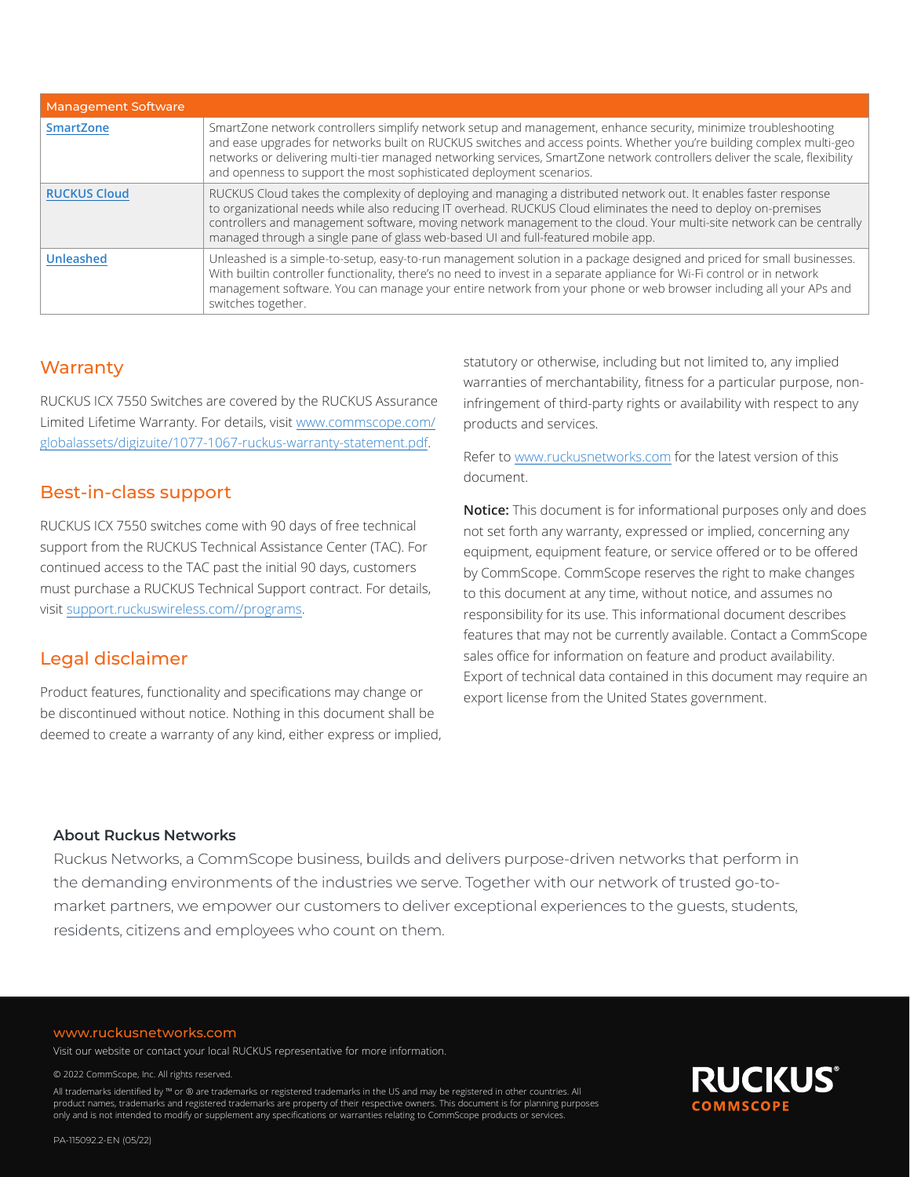| Management Software | |
|---|---|
| SmartZone | SmartZone network controllers simplify network setup and management, enhance security, minimize troubleshooting and ease upgrades for networks built on RUCKUS switches and access points. Whether you're building complex multi-geo networks or delivering multi-tier managed networking services, SmartZone network controllers deliver the scale, flexibility and openness to support the most sophisticated deployment scenarios. |
| RUCKUS Cloud | RUCKUS Cloud takes the complexity of deploying and managing a distributed network out. It enables faster response to organizational needs while also reducing IT overhead. RUCKUS Cloud eliminates the need to deploy on-premises controllers and management software, moving network management to the cloud. Your multi-site network can be centrally managed through a single pane of glass web-based UI and full-featured mobile app. |
| Unleashed | Unleashed is a simple-to-setup, easy-to-run management solution in a package designed and priced for small businesses. With builtin controller functionality, there's no need to invest in a separate appliance for Wi-Fi control or in network management software. You can manage your entire network from your phone or web browser including all your APs and switches together. |

## Warranty

RUCKUS ICX 7550 Switches are covered by the RUCKUS Assurance Limited Lifetime Warranty. For details, visit www.commscope.com/globalassets/digizuite/1077-1067-ruckus-warranty-statement.pdf.

## Best-in-class support

RUCKUS ICX 7550 switches come with 90 days of free technical support from the RUCKUS Technical Assistance Center (TAC). For continued access to the TAC past the initial 90 days, customers must purchase a RUCKUS Technical Support contract. For details, visit support.ruckuswireless.com//programs.

## Legal disclaimer

Product features, functionality and specifications may change or be discontinued without notice. Nothing in this document shall be deemed to create a warranty of any kind, either express or implied, statutory or otherwise, including but not limited to, any implied warranties of merchantability, fitness for a particular purpose, non-infringement of third-party rights or availability with respect to any products and services.

Refer to www.ruckusnetworks.com for the latest version of this document.

**Notice:** This document is for informational purposes only and does not set forth any warranty, expressed or implied, concerning any equipment, equipment feature, or service offered or to be offered by CommScope. CommScope reserves the right to make changes to this document at any time, without notice, and assumes no responsibility for its use. This informational document describes features that may not be currently available. Contact a CommScope sales office for information on feature and product availability. Export of technical data contained in this document may require an export license from the United States government.

### About Ruckus Networks

Ruckus Networks, a CommScope business, builds and delivers purpose-driven networks that perform in the demanding environments of the industries we serve. Together with our network of trusted go-to-market partners, we empower our customers to deliver exceptional experiences to the guests, students, residents, citizens and employees who count on them.

www.ruckusnetworks.com

Visit our website or contact your local RUCKUS representative for more information.

© 2022 CommScope, Inc. All rights reserved.

All trademarks identified by ™ or ® are trademarks or registered trademarks in the US and may be registered in other countries. All product names, trademarks and registered trademarks are property of their respective owners. This document is for planning purposes only and is not intended to modify or supplement any specifications or warranties relating to CommScope products or services.

PA-115092.2-EN (05/22)